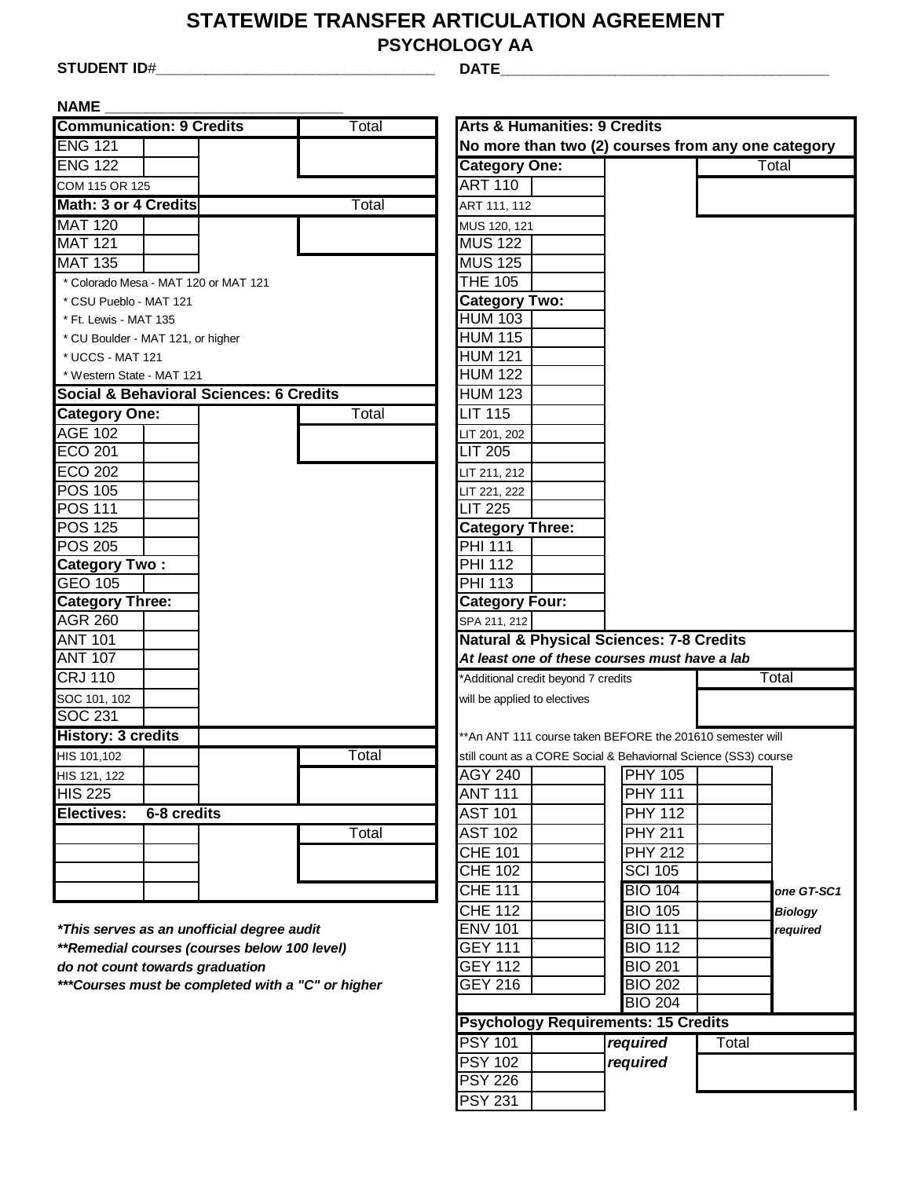# STATEWIDE TRANSFER ARTICULATION AGREEMENT

## PSYCHOLOGY AA

**STUDENT ID#**_________________________________ **DATE**_______________________________________

**NAME** ____________________________

| **Communication: 9 Credits** | | | Total |
|---|---|---|---|
| ENG 121 | | | |
| ENG 122 | | | |
| COM 115 OR 125 | | | |

| **Math: 3 or 4 Credits** | | | Total |
|---|---|---|---|
| MAT 120 | | | |
| MAT 121 | | | |
| MAT 135 | | | |

* Colorado Mesa - MAT 120 or MAT 121
* CSU Pueblo - MAT 121
* Ft. Lewis - MAT 135
* CU Boulder - MAT 121, or higher
* UCCS - MAT 121
* Western State - MAT 121

| **Social & Behavioral Sciences: 6 Credits** | | | |
|---|---|---|---|
| **Category One:** | | | Total |
| AGE 102 | | | |
| ECO 201 | | | |
| ECO 202 | | | |
| POS 105 | | | |
| POS 111 | | | |
| POS 125 | | | |
| POS 205 | | | |
| **Category Two :** | | | |
| GEO 105 | | | |
| **Category Three:** | | | |
| AGR 260 | | | |
| ANT 101 | | | |
| ANT 107 | | | |
| CRJ 110 | | | |
| SOC 101, 102 | | | |
| SOC 231 | | | |

| **History: 3 credits** | | | |
|---|---|---|---|
| HIS 101,102 | | | Total |
| HIS 121, 122 | | | |
| HIS 225 | | | |

| **Electives: 6-8 credits** | | | |
|---|---|---|---|
| | | | Total |
| | | | |
| | | | |
| | | | |

***This serves as an unofficial degree audit***
***\*\*Remedial courses (courses below 100 level) do not count towards graduation***
***\*\*\*Courses must be completed with a "C" or higher***

| **Arts & Humanities: 9 Credits** | | | |
|---|---|---|---|
| **No more than two (2) courses from any one category** | | | |
| **Category One:** | | | Total |
| ART 110 | | | |
| ART 111, 112 | | | |
| MUS 120, 121 | | | |
| MUS 122 | | | |
| MUS 125 | | | |
| THE 105 | | | |
| **Category Two:** | | | |
| HUM 103 | | | |
| HUM 115 | | | |
| HUM 121 | | | |
| HUM 122 | | | |
| HUM 123 | | | |
| LIT 115 | | | |
| LIT 201, 202 | | | |
| LIT 205 | | | |
| LIT 211, 212 | | | |
| LIT 221, 222 | | | |
| LIT 225 | | | |
| **Category Three:** | | | |
| PHI 111 | | | |
| PHI 112 | | | |
| PHI 113 | | | |
| **Category Four:** | | | |
| SPA 211, 212 | | | |

**Natural & Physical Sciences: 7-8 Credits**

***At least one of these courses must have a lab***

*Additional credit beyond 7 credits will be applied to electives

**An ANT 111 course taken BEFORE the 201610 semester will still count as a CORE Social & Behaviornal Science (SS3) course

| Course | | Course | | Total |
|---|---|---|---|---|
| AGY 240 | | PHY 105 | | |
| ANT 111 | | PHY 111 | | |
| AST 101 | | PHY 112 | | |
| AST 102 | | PHY 211 | | |
| CHE 101 | | PHY 212 | | |
| CHE 102 | | SCI 105 | | |
| CHE 111 | | BIO 104 | | *one GT-SC1* |
| CHE 112 | | BIO 105 | | ***Biology*** |
| ENV 101 | | BIO 111 | | ***required*** |
| GEY 111 | | BIO 112 | | |
| GEY 112 | | BIO 201 | | |
| GEY 216 | | BIO 202 | | |
| | | BIO 204 | | |

| **Psychology Requirements: 15 Credits** | | | |
|---|---|---|---|
| PSY 101 | | ***required*** | Total |
| PSY 102 | | ***required*** | |
| PSY 226 | | | |
| PSY 231 | | | |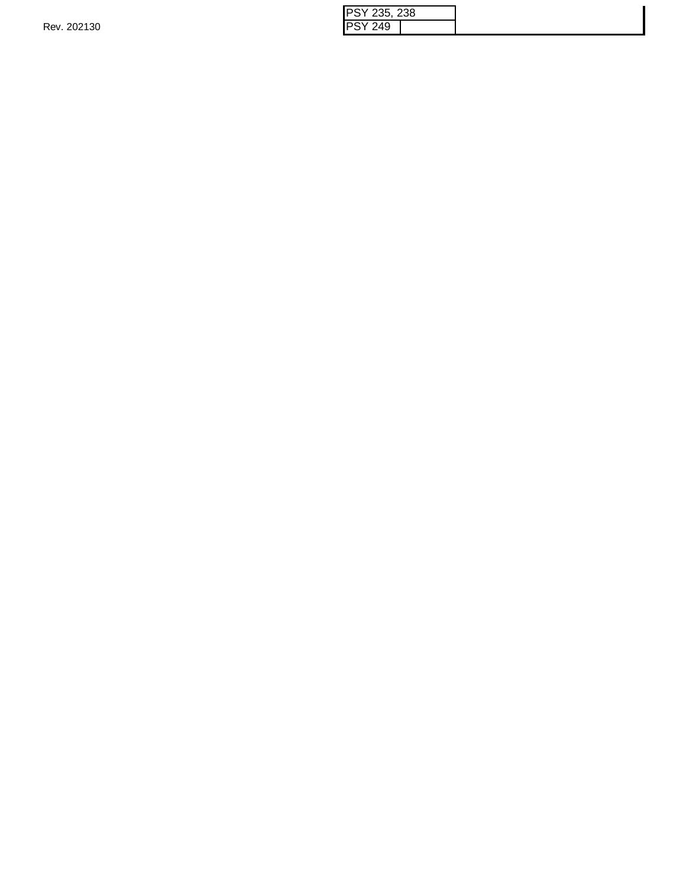Rev. 202130

| | | |
|---|---|---|
| PSY 235, 238 | | |
| PSY 249 | | |